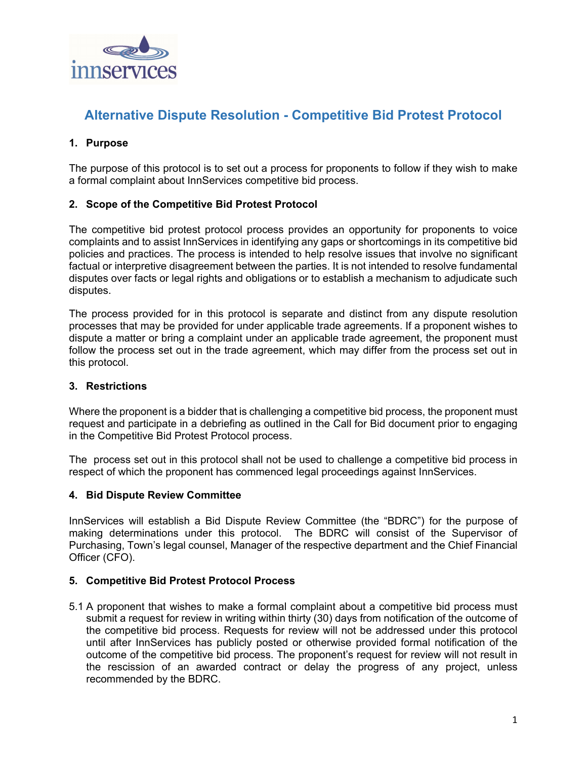innservices

# Alternative Dispute Resolution - Competitive Bid Protest Protocol

## 1. Purpose

The purpose of this protocol is to set out a process for proponents to follow if they wish to make a formal complaint about InnServices competitive bid process.

## 2. Scope of the Competitive Bid Protest Protocol

The competitive bid protest protocol process provides an opportunity for proponents to voice complaints and to assist InnServices in identifying any gaps or shortcomings in its competitive bid policies and practices. The process is intended to help resolve issues that involve no significant factual or interpretive disagreement between the parties. It is not intended to resolve fundamental disputes over facts or legal rights and obligations or to establish a mechanism to adjudicate such disputes.

The process provided for in this protocol is separate and distinct from any dispute resolution processes that may be provided for under applicable trade agreements. If a proponent wishes to dispute a matter or bring a complaint under an applicable trade agreement, the proponent must follow the process set out in the trade agreement, which may differ from the process set out in this protocol.

## 3. Restrictions

Where the proponent is a bidder that is challenging a competitive bid process, the proponent must request and participate in a debriefing as outlined in the Call for Bid document prior to engaging in the Competitive Bid Protest Protocol process.

The process set out in this protocol shall not be used to challenge a competitive bid process in respect of which the proponent has commenced legal proceedings against InnServices.

## 4. Bid Dispute Review Committee

InnServices will establish a Bid Dispute Review Committee (the "BDRC") for the purpose of making determinations under this protocol. The BDRC will consist of the Supervisor of Purchasing, Town's legal counsel, Manager of the respective department and the Chief Financial Officer (CFO).

## 5. Competitive Bid Protest Protocol Process

5.1 A proponent that wishes to make a formal complaint about a competitive bid process must submit a request for review in writing within thirty (30) days from notification of the outcome of the competitive bid process. Requests for review will not be addressed under this protocol until after InnServices has publicly posted or otherwise provided formal notification of the outcome of the competitive bid process. The proponent's request for review will not result in the rescission of an awarded contract or delay the progress of any project, unless recommended by the BDRC.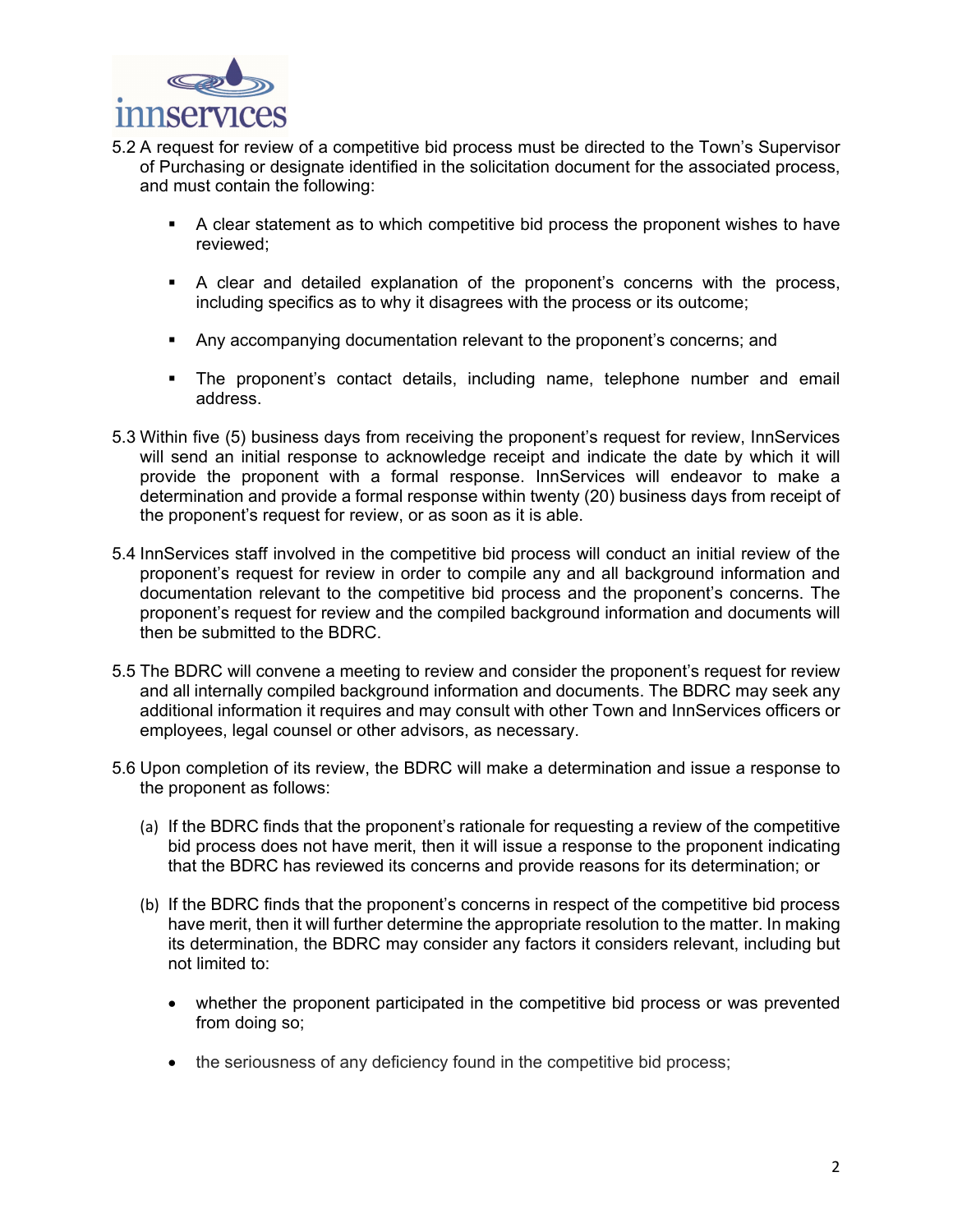5.2 A request for review of a competitive bid process must be directed to the Town's Supervisor of Purchasing or designate identified in the solicitation document for the associated process, and must contain the following:

- A clear statement as to which competitive bid process the proponent wishes to have reviewed;
- A clear and detailed explanation of the proponent's concerns with the process, including specifics as to why it disagrees with the process or its outcome;
- Any accompanying documentation relevant to the proponent's concerns; and
- The proponent's contact details, including name, telephone number and email address.

5.3 Within five (5) business days from receiving the proponent's request for review, InnServices will send an initial response to acknowledge receipt and indicate the date by which it will provide the proponent with a formal response. InnServices will endeavor to make a determination and provide a formal response within twenty (20) business days from receipt of the proponent's request for review, or as soon as it is able.

5.4 InnServices staff involved in the competitive bid process will conduct an initial review of the proponent's request for review in order to compile any and all background information and documentation relevant to the competitive bid process and the proponent's concerns. The proponent's request for review and the compiled background information and documents will then be submitted to the BDRC.

5.5 The BDRC will convene a meeting to review and consider the proponent's request for review and all internally compiled background information and documents. The BDRC may seek any additional information it requires and may consult with other Town and InnServices officers or employees, legal counsel or other advisors, as necessary.

5.6 Upon completion of its review, the BDRC will make a determination and issue a response to the proponent as follows:

(a) If the BDRC finds that the proponent's rationale for requesting a review of the competitive bid process does not have merit, then it will issue a response to the proponent indicating that the BDRC has reviewed its concerns and provide reasons for its determination; or

(b) If the BDRC finds that the proponent's concerns in respect of the competitive bid process have merit, then it will further determine the appropriate resolution to the matter. In making its determination, the BDRC may consider any factors it considers relevant, including but not limited to:

- whether the proponent participated in the competitive bid process or was prevented from doing so;
- the seriousness of any deficiency found in the competitive bid process;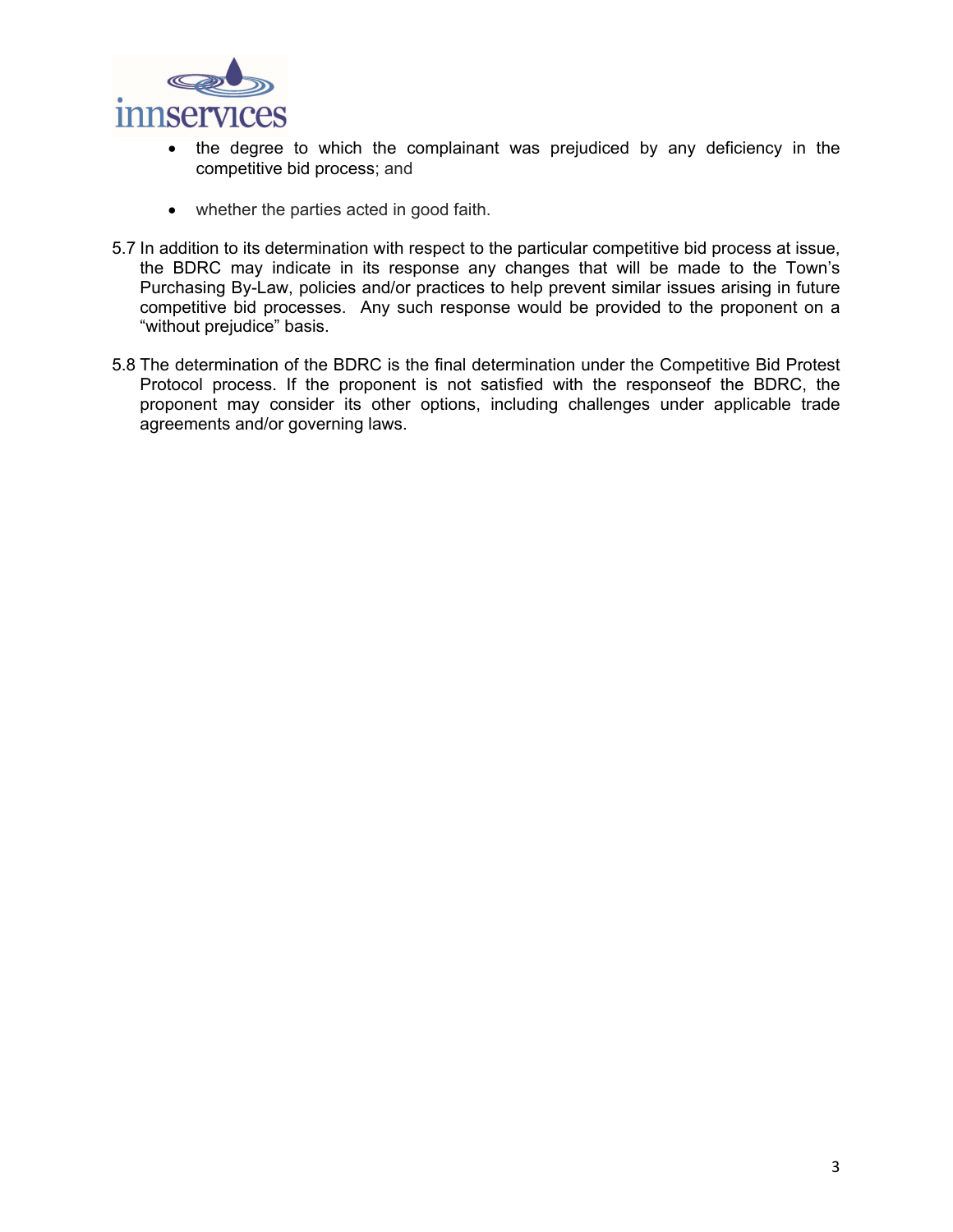- the degree to which the complainant was prejudiced by any deficiency in the competitive bid process; and

- whether the parties acted in good faith.

5.7 In addition to its determination with respect to the particular competitive bid process at issue, the BDRC may indicate in its response any changes that will be made to the Town's Purchasing By-Law, policies and/or practices to help prevent similar issues arising in future competitive bid processes. Any such response would be provided to the proponent on a "without prejudice" basis.

5.8 The determination of the BDRC is the final determination under the Competitive Bid Protest Protocol process. If the proponent is not satisfied with the responseof the BDRC, the proponent may consider its other options, including challenges under applicable trade agreements and/or governing laws.